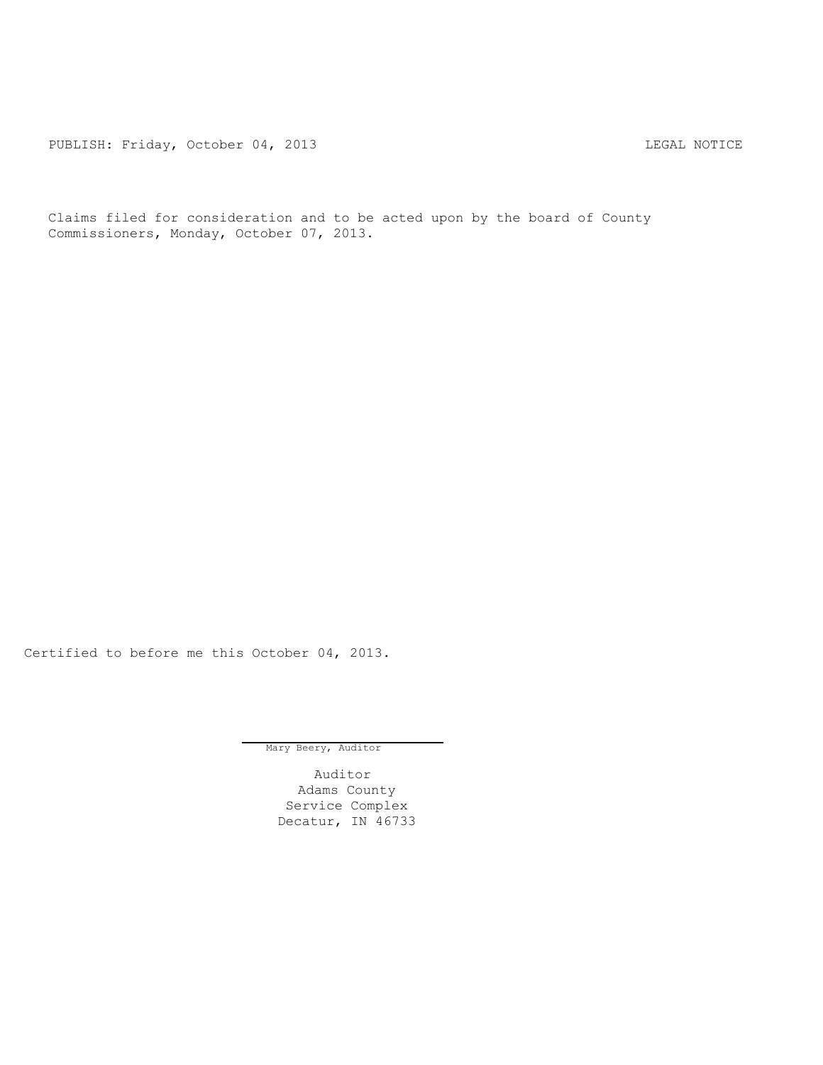PUBLISH: Friday, October 04, 2013 LEGAL NOTICE

Claims filed for consideration and to be acted upon by the board of County Commissioners, Monday, October 07, 2013.

Certified to before me this October 04, 2013.

Mary Beery, Auditor

Auditor
Adams County
Service Complex
Decatur, IN 46733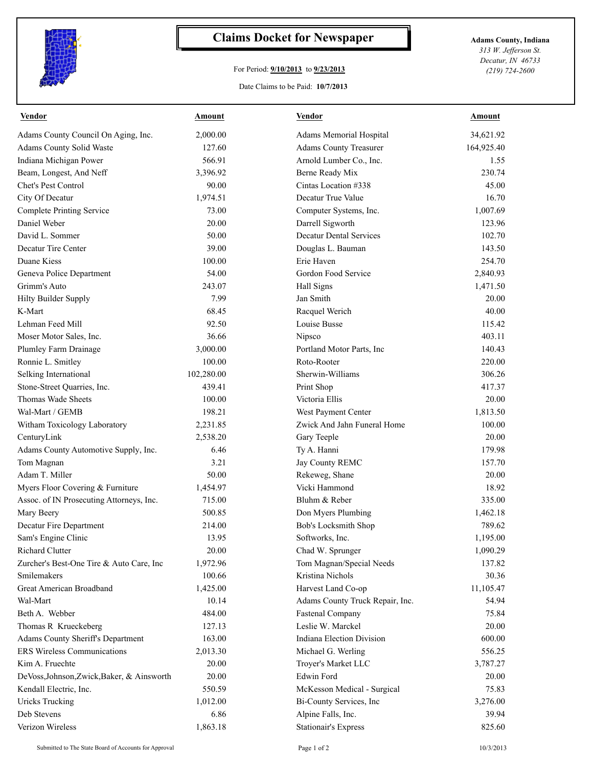# Claims Docket for Newspaper

For Period: **9/10/2013** to **9/23/2013**

Date Claims to be Paid: **10/7/2013**

**Adams County, Indiana**
*313 W. Jefferson St.*
*Decatur, IN 46733*
*(219) 724-2600*

| Vendor | Amount | Vendor | Amount |
|---|---|---|---|
| Adams County Council On Aging, Inc. | 2,000.00 | Adams Memorial Hospital | 34,621.92 |
| Adams County Solid Waste | 127.60 | Adams County Treasurer | 164,925.40 |
| Indiana Michigan Power | 566.91 | Arnold Lumber Co., Inc. | 1.55 |
| Beam, Longest, And Neff | 3,396.92 | Berne Ready Mix | 230.74 |
| Chet's Pest Control | 90.00 | Cintas Location #338 | 45.00 |
| City Of Decatur | 1,974.51 | Decatur True Value | 16.70 |
| Complete Printing Service | 73.00 | Computer Systems, Inc. | 1,007.69 |
| Daniel Weber | 20.00 | Darrell Sigworth | 123.96 |
| David L. Sommer | 50.00 | Decatur Dental Services | 102.70 |
| Decatur Tire Center | 39.00 | Douglas L. Bauman | 143.50 |
| Duane Kiess | 100.00 | Erie Haven | 254.70 |
| Geneva Police Department | 54.00 | Gordon Food Service | 2,840.93 |
| Grimm's Auto | 243.07 | Hall Signs | 1,471.50 |
| Hilty Builder Supply | 7.99 | Jan Smith | 20.00 |
| K-Mart | 68.45 | Racquel Werich | 40.00 |
| Lehman Feed Mill | 92.50 | Louise Busse | 115.42 |
| Moser Motor Sales, Inc. | 36.66 | Nipsco | 403.11 |
| Plumley Farm Drainage | 3,000.00 | Portland Motor Parts, Inc | 140.43 |
| Ronnie L. Smitley | 100.00 | Roto-Rooter | 220.00 |
| Selking International | 102,280.00 | Sherwin-Williams | 306.26 |
| Stone-Street Quarries, Inc. | 439.41 | Print Shop | 417.37 |
| Thomas Wade Sheets | 100.00 | Victoria Ellis | 20.00 |
| Wal-Mart / GEMB | 198.21 | West Payment Center | 1,813.50 |
| Witham Toxicology Laboratory | 2,231.85 | Zwick And Jahn Funeral Home | 100.00 |
| CenturyLink | 2,538.20 | Gary Teeple | 20.00 |
| Adams County Automotive Supply, Inc. | 6.46 | Ty A. Hanni | 179.98 |
| Tom Magnan | 3.21 | Jay County REMC | 157.70 |
| Adam T. Miller | 50.00 | Rekeweg, Shane | 20.00 |
| Myers Floor Covering & Furniture | 1,454.97 | Vicki Hammond | 18.92 |
| Assoc. of IN Prosecuting Attorneys, Inc. | 715.00 | Bluhm & Reber | 335.00 |
| Mary Beery | 500.85 | Don Myers Plumbing | 1,462.18 |
| Decatur Fire Department | 214.00 | Bob's Locksmith Shop | 789.62 |
| Sam's Engine Clinic | 13.95 | Softworks, Inc. | 1,195.00 |
| Richard Clutter | 20.00 | Chad W. Sprunger | 1,090.29 |
| Zurcher's Best-One Tire & Auto Care, Inc | 1,972.96 | Tom Magnan/Special Needs | 137.82 |
| Smilemakers | 100.66 | Kristina Nichols | 30.36 |
| Great American Broadband | 1,425.00 | Harvest Land Co-op | 11,105.47 |
| Wal-Mart | 10.14 | Adams County Truck Repair, Inc. | 54.94 |
| Beth A. Webber | 484.00 | Fastenal Company | 75.84 |
| Thomas R Krueckeberg | 127.13 | Leslie W. Marckel | 20.00 |
| Adams County Sheriff's Department | 163.00 | Indiana Election Division | 600.00 |
| ERS Wireless Communications | 2,013.30 | Michael G. Werling | 556.25 |
| Kim A. Fruechte | 20.00 | Troyer's Market LLC | 3,787.27 |
| DeVoss,Johnson,Zwick,Baker, & Ainsworth | 20.00 | Edwin Ford | 20.00 |
| Kendall Electric, Inc. | 550.59 | McKesson Medical - Surgical | 75.83 |
| Uricks Trucking | 1,012.00 | Bi-County Services, Inc | 3,276.00 |
| Deb Stevens | 6.86 | Alpine Falls, Inc. | 39.94 |
| Verizon Wireless | 1,863.18 | Stationair's Express | 825.60 |

Submitted to The State Board of Accounts for Approval — 10/3/2013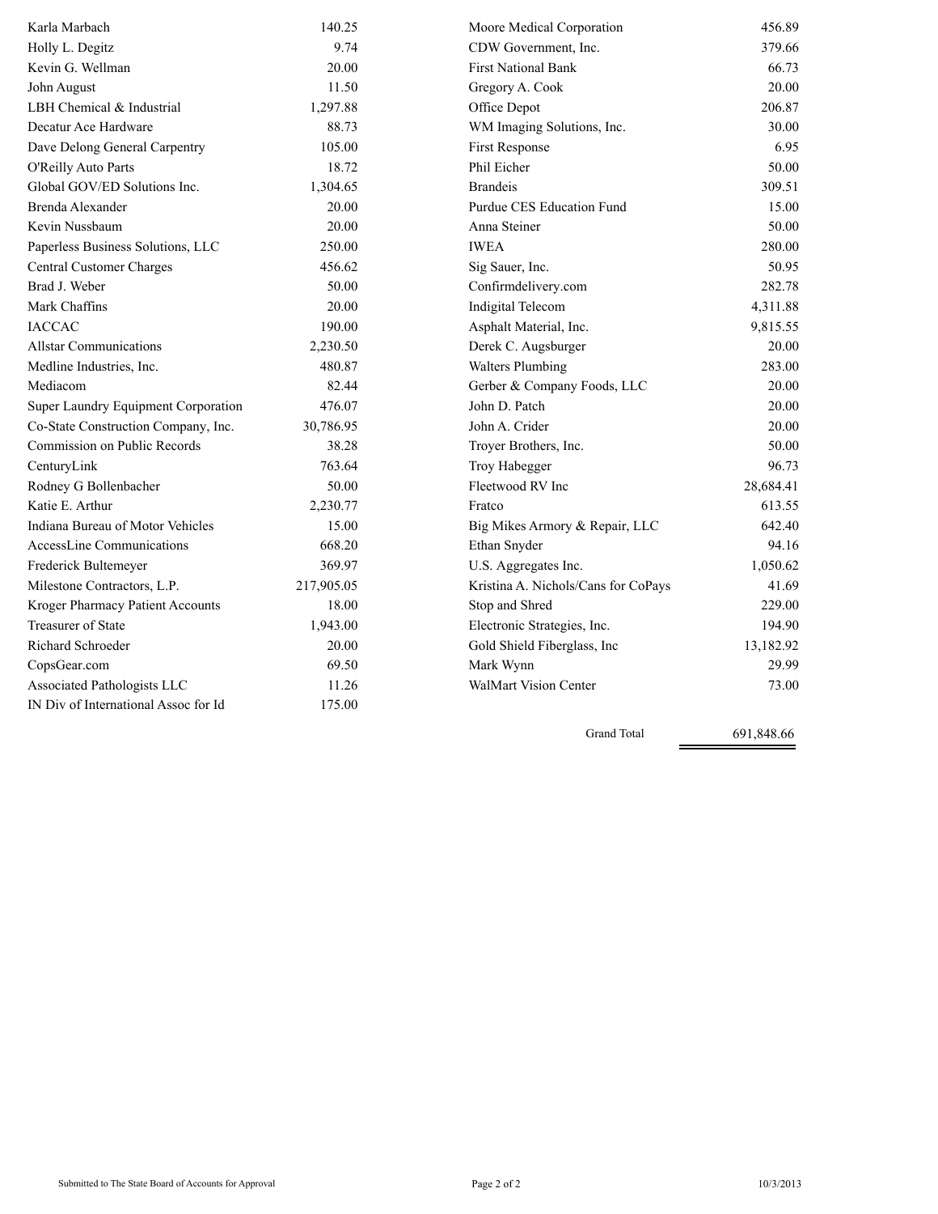| | |
|---|---|
| Karla Marbach | 140.25 |
| Holly L. Degitz | 9.74 |
| Kevin G. Wellman | 20.00 |
| John August | 11.50 |
| LBH Chemical & Industrial | 1,297.88 |
| Decatur Ace Hardware | 88.73 |
| Dave Delong General Carpentry | 105.00 |
| O'Reilly Auto Parts | 18.72 |
| Global GOV/ED Solutions Inc. | 1,304.65 |
| Brenda Alexander | 20.00 |
| Kevin Nussbaum | 20.00 |
| Paperless Business Solutions, LLC | 250.00 |
| Central Customer Charges | 456.62 |
| Brad J. Weber | 50.00 |
| Mark Chaffins | 20.00 |
| IACCAC | 190.00 |
| Allstar Communications | 2,230.50 |
| Medline Industries, Inc. | 480.87 |
| Mediacom | 82.44 |
| Super Laundry Equipment Corporation | 476.07 |
| Co-State Construction Company, Inc. | 30,786.95 |
| Commission on Public Records | 38.28 |
| CenturyLink | 763.64 |
| Rodney G Bollenbacher | 50.00 |
| Katie E. Arthur | 2,230.77 |
| Indiana Bureau of Motor Vehicles | 15.00 |
| AccessLine Communications | 668.20 |
| Frederick Bultemeyer | 369.97 |
| Milestone Contractors, L.P. | 217,905.05 |
| Kroger Pharmacy Patient Accounts | 18.00 |
| Treasurer of State | 1,943.00 |
| Richard Schroeder | 20.00 |
| CopsGear.com | 69.50 |
| Associated Pathologists LLC | 11.26 |
| IN Div of International Assoc for Id | 175.00 |
| Moore Medical Corporation | 456.89 |
| CDW Government, Inc. | 379.66 |
| First National Bank | 66.73 |
| Gregory A. Cook | 20.00 |
| Office Depot | 206.87 |
| WM Imaging Solutions, Inc. | 30.00 |
| First Response | 6.95 |
| Phil Eicher | 50.00 |
| Brandeis | 309.51 |
| Purdue CES Education Fund | 15.00 |
| Anna Steiner | 50.00 |
| IWEA | 280.00 |
| Sig Sauer, Inc. | 50.95 |
| Confirmdelivery.com | 282.78 |
| Indigital Telecom | 4,311.88 |
| Asphalt Material, Inc. | 9,815.55 |
| Derek C. Augsburger | 20.00 |
| Walters Plumbing | 283.00 |
| Gerber & Company Foods, LLC | 20.00 |
| John D. Patch | 20.00 |
| John A. Crider | 20.00 |
| Troyer Brothers, Inc. | 50.00 |
| Troy Habegger | 96.73 |
| Fleetwood RV Inc | 28,684.41 |
| Fratco | 613.55 |
| Big Mikes Armory & Repair, LLC | 642.40 |
| Ethan Snyder | 94.16 |
| U.S. Aggregates Inc. | 1,050.62 |
| Kristina A. Nichols/Cans for CoPays | 41.69 |
| Stop and Shred | 229.00 |
| Electronic Strategies, Inc. | 194.90 |
| Gold Shield Fiberglass, Inc | 13,182.92 |
| Mark Wynn | 29.99 |
| WalMart Vision Center | 73.00 |
| Grand Total | 691,848.66 |

Submitted to The State Board of Accounts for Approval

10/3/2013